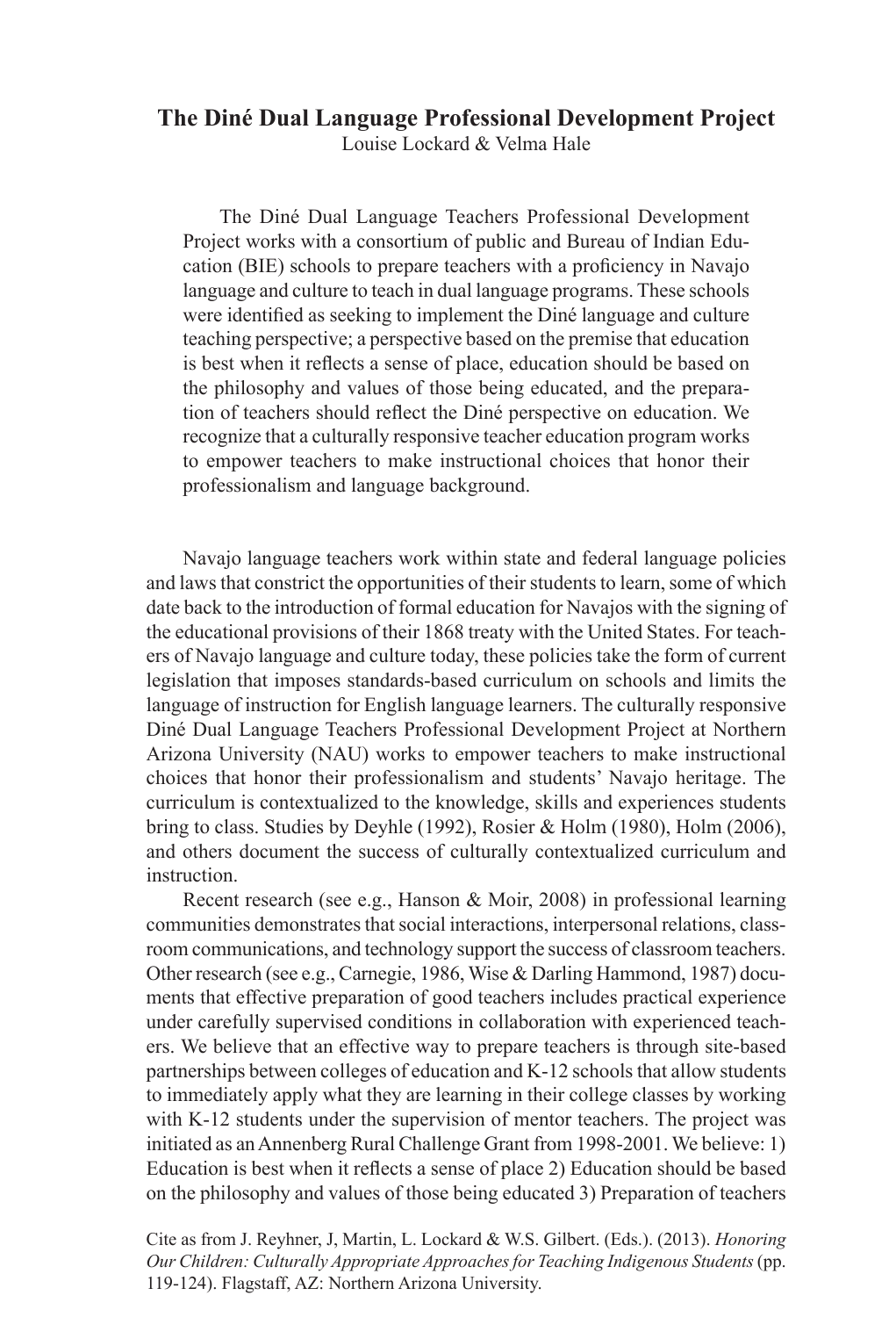# The Diné Dual Language Professional Development Project

Louise Lockard & Velma Hale

> The Diné Dual Language Teachers Professional Development Project works with a consortium of public and Bureau of Indian Education (BIE) schools to prepare teachers with a proficiency in Navajo language and culture to teach in dual language programs. These schools were identified as seeking to implement the Diné language and culture teaching perspective; a perspective based on the premise that education is best when it reflects a sense of place, education should be based on the philosophy and values of those being educated, and the preparation of teachers should reflect the Diné perspective on education. We recognize that a culturally responsive teacher education program works to empower teachers to make instructional choices that honor their professionalism and language background.

Navajo language teachers work within state and federal language policies and laws that constrict the opportunities of their students to learn, some of which date back to the introduction of formal education for Navajos with the signing of the educational provisions of their 1868 treaty with the United States. For teachers of Navajo language and culture today, these policies take the form of current legislation that imposes standards-based curriculum on schools and limits the language of instruction for English language learners. The culturally responsive Diné Dual Language Teachers Professional Development Project at Northern Arizona University (NAU) works to empower teachers to make instructional choices that honor their professionalism and students' Navajo heritage. The curriculum is contextualized to the knowledge, skills and experiences students bring to class. Studies by Deyhle (1992), Rosier & Holm (1980), Holm (2006), and others document the success of culturally contextualized curriculum and instruction.

Recent research (see e.g., Hanson & Moir, 2008) in professional learning communities demonstrates that social interactions, interpersonal relations, classroom communications, and technology support the success of classroom teachers. Other research (see e.g., Carnegie, 1986, Wise & Darling Hammond, 1987) documents that effective preparation of good teachers includes practical experience under carefully supervised conditions in collaboration with experienced teachers. We believe that an effective way to prepare teachers is through site-based partnerships between colleges of education and K-12 schools that allow students to immediately apply what they are learning in their college classes by working with K-12 students under the supervision of mentor teachers. The project was initiated as an Annenberg Rural Challenge Grant from 1998-2001. We believe: 1) Education is best when it reflects a sense of place 2) Education should be based on the philosophy and values of those being educated 3) Preparation of teachers

Cite as from J. Reyhner, J, Martin, L. Lockard & W.S. Gilbert. (Eds.). (2013). *Honoring Our Children: Culturally Appropriate Approaches for Teaching Indigenous Students* (pp. 119-124). Flagstaff, AZ: Northern Arizona University.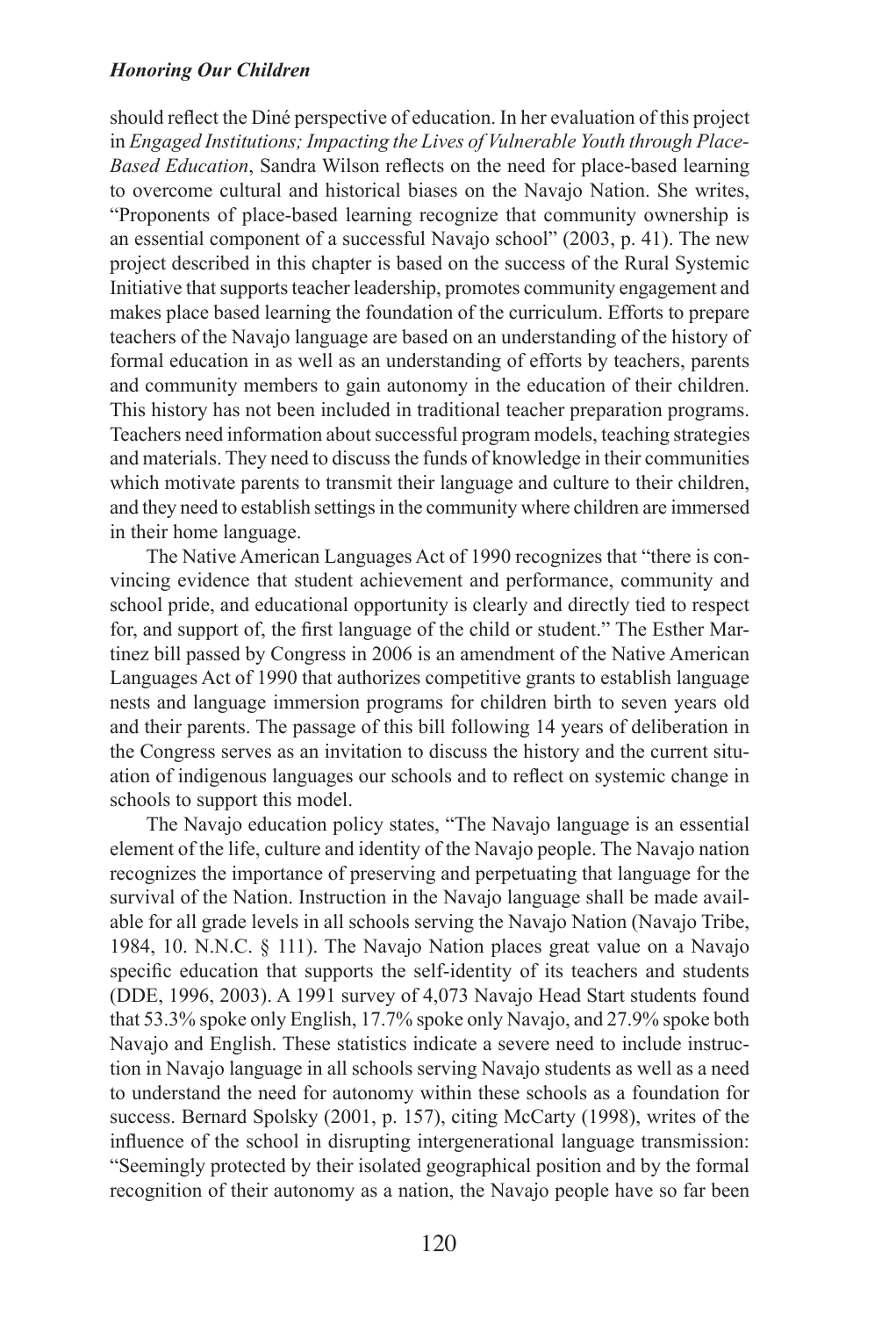should reflect the Diné perspective of education. In her evaluation of this project in *Engaged Institutions; Impacting the Lives of Vulnerable Youth through Place-Based Education*, Sandra Wilson reflects on the need for place-based learning to overcome cultural and historical biases on the Navajo Nation. She writes, "Proponents of place-based learning recognize that community ownership is an essential component of a successful Navajo school" (2003, p. 41). The new project described in this chapter is based on the success of the Rural Systemic Initiative that supports teacher leadership, promotes community engagement and makes place based learning the foundation of the curriculum. Efforts to prepare teachers of the Navajo language are based on an understanding of the history of formal education in as well as an understanding of efforts by teachers, parents and community members to gain autonomy in the education of their children. This history has not been included in traditional teacher preparation programs. Teachers need information about successful program models, teaching strategies and materials. They need to discuss the funds of knowledge in their communities which motivate parents to transmit their language and culture to their children, and they need to establish settings in the community where children are immersed in their home language.

The Native American Languages Act of 1990 recognizes that "there is convincing evidence that student achievement and performance, community and school pride, and educational opportunity is clearly and directly tied to respect for, and support of, the first language of the child or student." The Esther Martinez bill passed by Congress in 2006 is an amendment of the Native American Languages Act of 1990 that authorizes competitive grants to establish language nests and language immersion programs for children birth to seven years old and their parents. The passage of this bill following 14 years of deliberation in the Congress serves as an invitation to discuss the history and the current situation of indigenous languages our schools and to reflect on systemic change in schools to support this model.

The Navajo education policy states, "The Navajo language is an essential element of the life, culture and identity of the Navajo people. The Navajo nation recognizes the importance of preserving and perpetuating that language for the survival of the Nation. Instruction in the Navajo language shall be made available for all grade levels in all schools serving the Navajo Nation (Navajo Tribe, 1984, 10. N.N.C. § 111). The Navajo Nation places great value on a Navajo specific education that supports the self-identity of its teachers and students (DDE, 1996, 2003). A 1991 survey of 4,073 Navajo Head Start students found that 53.3% spoke only English, 17.7% spoke only Navajo, and 27.9% spoke both Navajo and English. These statistics indicate a severe need to include instruction in Navajo language in all schools serving Navajo students as well as a need to understand the need for autonomy within these schools as a foundation for success. Bernard Spolsky (2001, p. 157), citing McCarty (1998), writes of the influence of the school in disrupting intergenerational language transmission: "Seemingly protected by their isolated geographical position and by the formal recognition of their autonomy as a nation, the Navajo people have so far been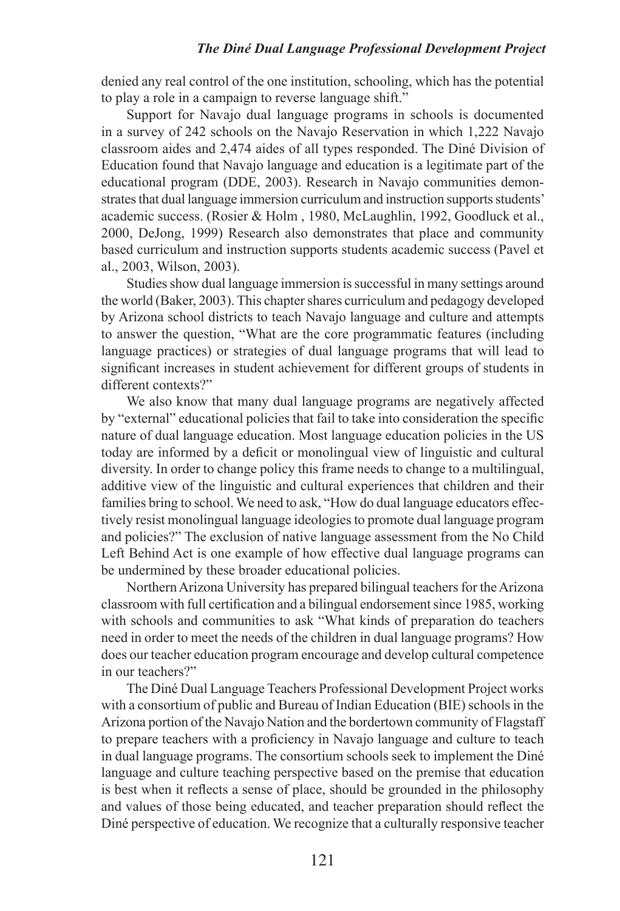denied any real control of the one institution, schooling, which has the potential to play a role in a campaign to reverse language shift."

Support for Navajo dual language programs in schools is documented in a survey of 242 schools on the Navajo Reservation in which 1,222 Navajo classroom aides and 2,474 aides of all types responded. The Diné Division of Education found that Navajo language and education is a legitimate part of the educational program (DDE, 2003). Research in Navajo communities demonstrates that dual language immersion curriculum and instruction supports students' academic success. (Rosier & Holm , 1980, McLaughlin, 1992, Goodluck et al., 2000, DeJong, 1999) Research also demonstrates that place and community based curriculum and instruction supports students academic success (Pavel et al., 2003, Wilson, 2003).

Studies show dual language immersion is successful in many settings around the world (Baker, 2003). This chapter shares curriculum and pedagogy developed by Arizona school districts to teach Navajo language and culture and attempts to answer the question, "What are the core programmatic features (including language practices) or strategies of dual language programs that will lead to significant increases in student achievement for different groups of students in different contexts?"

We also know that many dual language programs are negatively affected by "external" educational policies that fail to take into consideration the specific nature of dual language education. Most language education policies in the US today are informed by a deficit or monolingual view of linguistic and cultural diversity. In order to change policy this frame needs to change to a multilingual, additive view of the linguistic and cultural experiences that children and their families bring to school. We need to ask, "How do dual language educators effectively resist monolingual language ideologies to promote dual language program and policies?" The exclusion of native language assessment from the No Child Left Behind Act is one example of how effective dual language programs can be undermined by these broader educational policies.

Northern Arizona University has prepared bilingual teachers for the Arizona classroom with full certification and a bilingual endorsement since 1985, working with schools and communities to ask "What kinds of preparation do teachers need in order to meet the needs of the children in dual language programs? How does our teacher education program encourage and develop cultural competence in our teachers?"

The Diné Dual Language Teachers Professional Development Project works with a consortium of public and Bureau of Indian Education (BIE) schools in the Arizona portion of the Navajo Nation and the bordertown community of Flagstaff to prepare teachers with a proficiency in Navajo language and culture to teach in dual language programs. The consortium schools seek to implement the Diné language and culture teaching perspective based on the premise that education is best when it reflects a sense of place, should be grounded in the philosophy and values of those being educated, and teacher preparation should reflect the Diné perspective of education. We recognize that a culturally responsive teacher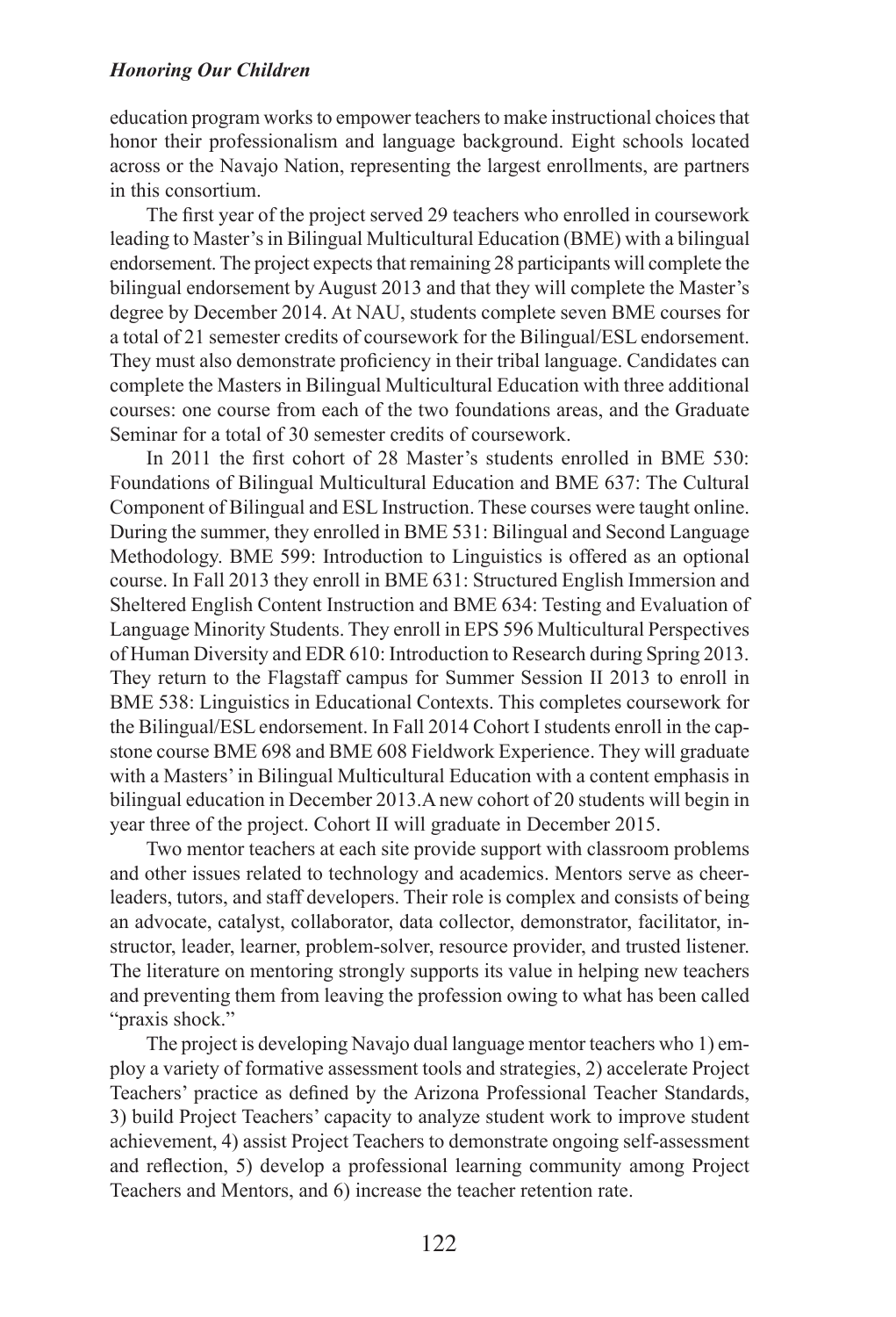education program works to empower teachers to make instructional choices that honor their professionalism and language background. Eight schools located across or the Navajo Nation, representing the largest enrollments, are partners in this consortium.

The first year of the project served 29 teachers who enrolled in coursework leading to Master's in Bilingual Multicultural Education (BME) with a bilingual endorsement. The project expects that remaining 28 participants will complete the bilingual endorsement by August 2013 and that they will complete the Master's degree by December 2014. At NAU, students complete seven BME courses for a total of 21 semester credits of coursework for the Bilingual/ESL endorsement. They must also demonstrate proficiency in their tribal language. Candidates can complete the Masters in Bilingual Multicultural Education with three additional courses: one course from each of the two foundations areas, and the Graduate Seminar for a total of 30 semester credits of coursework.

In 2011 the first cohort of 28 Master's students enrolled in BME 530: Foundations of Bilingual Multicultural Education and BME 637: The Cultural Component of Bilingual and ESL Instruction. These courses were taught online. During the summer, they enrolled in BME 531: Bilingual and Second Language Methodology. BME 599: Introduction to Linguistics is offered as an optional course. In Fall 2013 they enroll in BME 631: Structured English Immersion and Sheltered English Content Instruction and BME 634: Testing and Evaluation of Language Minority Students. They enroll in EPS 596 Multicultural Perspectives of Human Diversity and EDR 610: Introduction to Research during Spring 2013. They return to the Flagstaff campus for Summer Session II 2013 to enroll in BME 538: Linguistics in Educational Contexts. This completes coursework for the Bilingual/ESL endorsement. In Fall 2014 Cohort I students enroll in the capstone course BME 698 and BME 608 Fieldwork Experience. They will graduate with a Masters' in Bilingual Multicultural Education with a content emphasis in bilingual education in December 2013.A new cohort of 20 students will begin in year three of the project. Cohort II will graduate in December 2015.

Two mentor teachers at each site provide support with classroom problems and other issues related to technology and academics. Mentors serve as cheerleaders, tutors, and staff developers. Their role is complex and consists of being an advocate, catalyst, collaborator, data collector, demonstrator, facilitator, instructor, leader, learner, problem-solver, resource provider, and trusted listener. The literature on mentoring strongly supports its value in helping new teachers and preventing them from leaving the profession owing to what has been called "praxis shock."

The project is developing Navajo dual language mentor teachers who 1) employ a variety of formative assessment tools and strategies, 2) accelerate Project Teachers' practice as defined by the Arizona Professional Teacher Standards, 3) build Project Teachers' capacity to analyze student work to improve student achievement, 4) assist Project Teachers to demonstrate ongoing self-assessment and reflection, 5) develop a professional learning community among Project Teachers and Mentors, and 6) increase the teacher retention rate.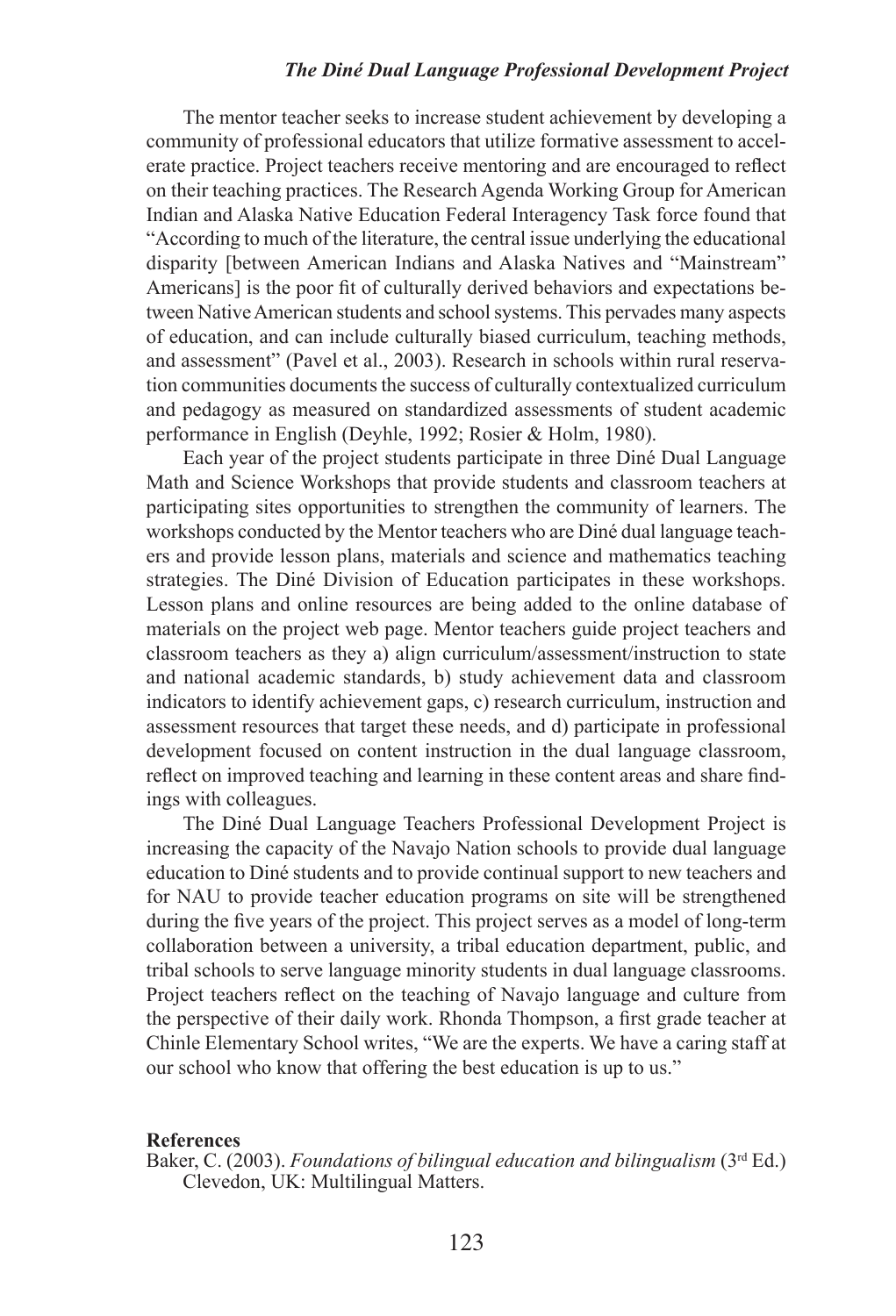The mentor teacher seeks to increase student achievement by developing a community of professional educators that utilize formative assessment to accelerate practice. Project teachers receive mentoring and are encouraged to reflect on their teaching practices. The Research Agenda Working Group for American Indian and Alaska Native Education Federal Interagency Task force found that "According to much of the literature, the central issue underlying the educational disparity [between American Indians and Alaska Natives and "Mainstream" Americans] is the poor fit of culturally derived behaviors and expectations between Native American students and school systems. This pervades many aspects of education, and can include culturally biased curriculum, teaching methods, and assessment" (Pavel et al., 2003). Research in schools within rural reservation communities documents the success of culturally contextualized curriculum and pedagogy as measured on standardized assessments of student academic performance in English (Deyhle, 1992; Rosier & Holm, 1980).

Each year of the project students participate in three Diné Dual Language Math and Science Workshops that provide students and classroom teachers at participating sites opportunities to strengthen the community of learners. The workshops conducted by the Mentor teachers who are Diné dual language teachers and provide lesson plans, materials and science and mathematics teaching strategies. The Diné Division of Education participates in these workshops. Lesson plans and online resources are being added to the online database of materials on the project web page. Mentor teachers guide project teachers and classroom teachers as they a) align curriculum/assessment/instruction to state and national academic standards, b) study achievement data and classroom indicators to identify achievement gaps, c) research curriculum, instruction and assessment resources that target these needs, and d) participate in professional development focused on content instruction in the dual language classroom, reflect on improved teaching and learning in these content areas and share findings with colleagues.

The Diné Dual Language Teachers Professional Development Project is increasing the capacity of the Navajo Nation schools to provide dual language education to Diné students and to provide continual support to new teachers and for NAU to provide teacher education programs on site will be strengthened during the five years of the project. This project serves as a model of long-term collaboration between a university, a tribal education department, public, and tribal schools to serve language minority students in dual language classrooms. Project teachers reflect on the teaching of Navajo language and culture from the perspective of their daily work. Rhonda Thompson, a first grade teacher at Chinle Elementary School writes, "We are the experts. We have a caring staff at our school who know that offering the best education is up to us."

**References**

Baker, C. (2003). *Foundations of bilingual education and bilingualism* (3rd Ed.) Clevedon, UK: Multilingual Matters.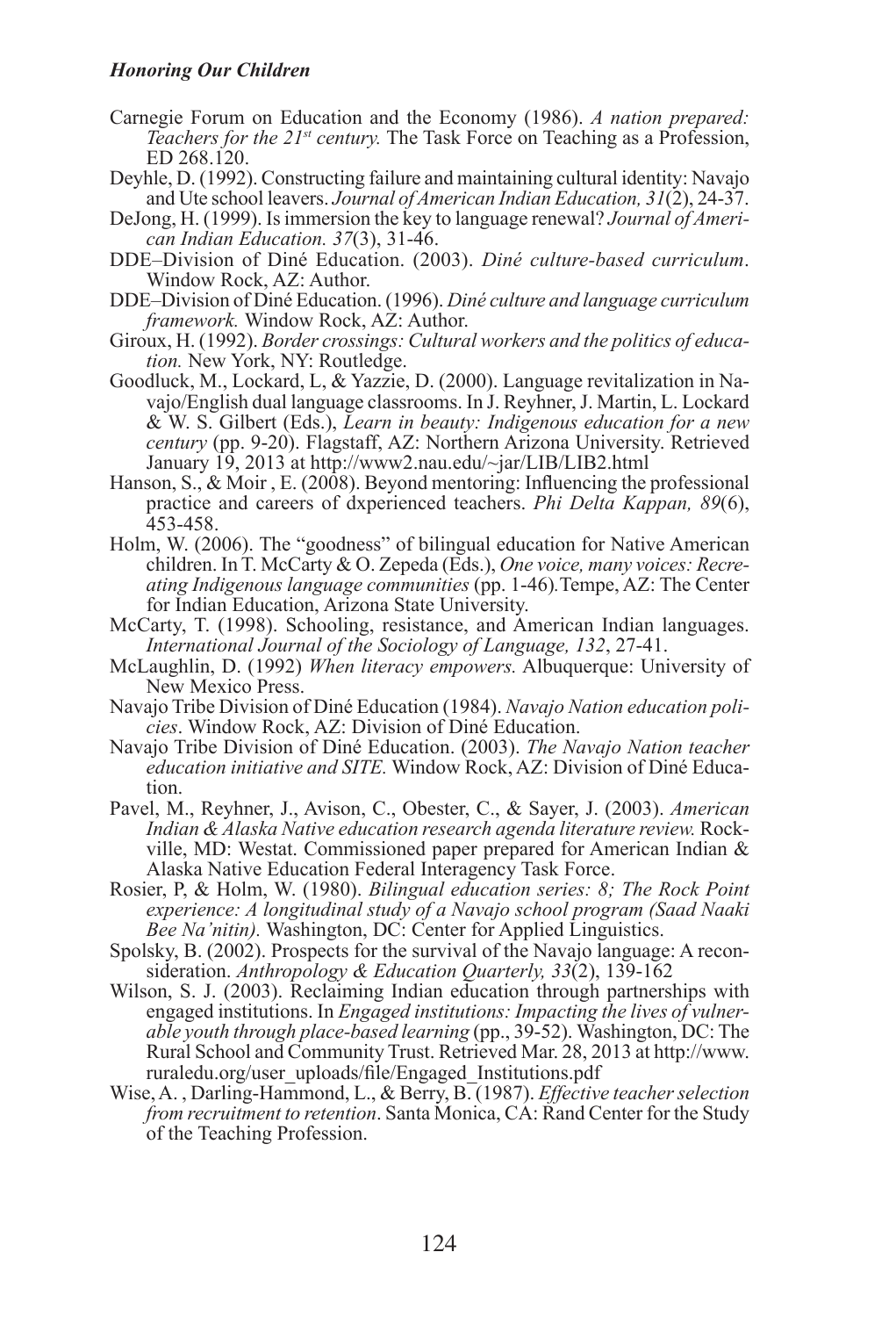Carnegie Forum on Education and the Economy (1986). *A nation prepared: Teachers for the 21st century.* The Task Force on Teaching as a Profession, ED 268.120.

Deyhle, D. (1992). Constructing failure and maintaining cultural identity: Navajo and Ute school leavers. *Journal of American Indian Education, 31*(2), 24-37.

DeJong, H. (1999). Is immersion the key to language renewal? *Journal of American Indian Education. 37*(3), 31-46.

DDE–Division of Diné Education. (2003). *Diné culture-based curriculum*. Window Rock, AZ: Author.

DDE–Division of Diné Education. (1996). *Diné culture and language curriculum framework.* Window Rock, AZ: Author.

Giroux, H. (1992). *Border crossings: Cultural workers and the politics of education.* New York, NY: Routledge.

Goodluck, M., Lockard, L, & Yazzie, D. (2000). Language revitalization in Navajo/English dual language classrooms. In J. Reyhner, J. Martin, L. Lockard & W. S. Gilbert (Eds.), *Learn in beauty: Indigenous education for a new century* (pp. 9-20). Flagstaff, AZ: Northern Arizona University. Retrieved January 19, 2013 at http://www2.nau.edu/~jar/LIB/LIB2.html

Hanson, S., & Moir , E. (2008). Beyond mentoring: Influencing the professional practice and careers of dxperienced teachers. *Phi Delta Kappan, 89*(6), 453-458.

Holm, W. (2006). The "goodness" of bilingual education for Native American children. In T. McCarty & O. Zepeda (Eds.), *One voice, many voices: Recreating Indigenous language communities* (pp. 1-46).Tempe, AZ: The Center for Indian Education, Arizona State University.

McCarty, T. (1998). Schooling, resistance, and American Indian languages. *International Journal of the Sociology of Language, 132*, 27-41.

McLaughlin, D. (1992) *When literacy empowers.* Albuquerque: University of New Mexico Press.

Navajo Tribe Division of Diné Education (1984). *Navajo Nation education policies*. Window Rock, AZ: Division of Diné Education.

Navajo Tribe Division of Diné Education. (2003). *The Navajo Nation teacher education initiative and SITE.* Window Rock, AZ: Division of Diné Education.

Pavel, M., Reyhner, J., Avison, C., Obester, C., & Sayer, J. (2003). *American Indian & Alaska Native education research agenda literature review.* Rockville, MD: Westat. Commissioned paper prepared for American Indian & Alaska Native Education Federal Interagency Task Force.

Rosier, P, & Holm, W. (1980). *Bilingual education series: 8; The Rock Point experience: A longitudinal study of a Navajo school program (Saad Naaki Bee Na'nitin).* Washington, DC: Center for Applied Linguistics.

Spolsky, B. (2002). Prospects for the survival of the Navajo language: A reconsideration. *Anthropology & Education Quarterly, 33*(2), 139-162

Wilson, S. J. (2003). Reclaiming Indian education through partnerships with engaged institutions. In *Engaged institutions: Impacting the lives of vulnerable youth through place-based learning* (pp., 39-52). Washington, DC: The Rural School and Community Trust. Retrieved Mar. 28, 2013 at http://www.ruraledu.org/user_uploads/file/Engaged_Institutions.pdf

Wise, A. , Darling-Hammond, L., & Berry, B. (1987). *Effective teacher selection from recruitment to retention*. Santa Monica, CA: Rand Center for the Study of the Teaching Profession.